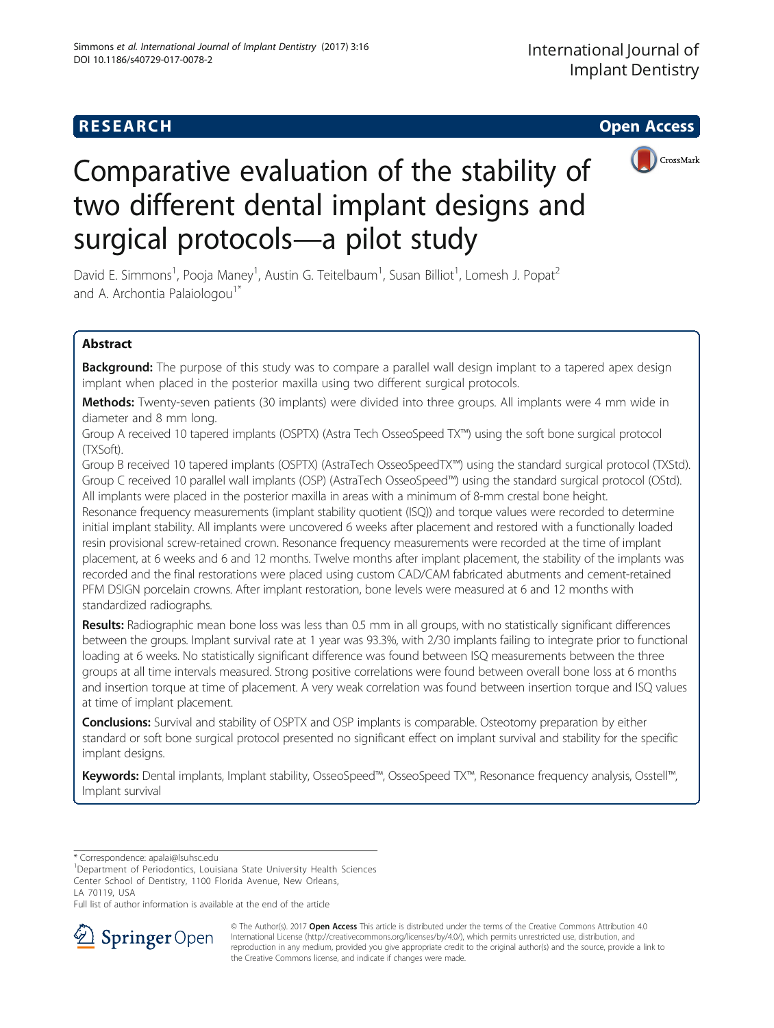**RESEARCH** **Open Access**

# Comparative evaluation of the stability of two different dental implant designs and surgical protocols—a pilot study

David E. Simmons[1], Pooja Maney[1], Austin G. Teitelbaum[1], Susan Billiot[1], Lomesh J. Popat[2] and A. Archontia Palaiologou[1*]

## Abstract

**Background:** The purpose of this study was to compare a parallel wall design implant to a tapered apex design implant when placed in the posterior maxilla using two different surgical protocols.

**Methods:** Twenty-seven patients (30 implants) were divided into three groups. All implants were 4 mm wide in diameter and 8 mm long.

Group A received 10 tapered implants (OSPTX) (Astra Tech OsseoSpeed TX™) using the soft bone surgical protocol (TXSoft).

Group B received 10 tapered implants (OSPTX) (AstraTech OsseoSpeedTX™) using the standard surgical protocol (TXStd).

Group C received 10 parallel wall implants (OSP) (AstraTech OsseoSpeed™) using the standard surgical protocol (OStd).

All implants were placed in the posterior maxilla in areas with a minimum of 8-mm crestal bone height.

Resonance frequency measurements (implant stability quotient (ISQ)) and torque values were recorded to determine initial implant stability. All implants were uncovered 6 weeks after placement and restored with a functionally loaded resin provisional screw-retained crown. Resonance frequency measurements were recorded at the time of implant placement, at 6 weeks and 6 and 12 months. Twelve months after implant placement, the stability of the implants was recorded and the final restorations were placed using custom CAD/CAM fabricated abutments and cement-retained PFM DSIGN porcelain crowns. After implant restoration, bone levels were measured at 6 and 12 months with standardized radiographs.

**Results:** Radiographic mean bone loss was less than 0.5 mm in all groups, with no statistically significant differences between the groups. Implant survival rate at 1 year was 93.3%, with 2/30 implants failing to integrate prior to functional loading at 6 weeks. No statistically significant difference was found between ISQ measurements between the three groups at all time intervals measured. Strong positive correlations were found between overall bone loss at 6 months and insertion torque at time of placement. A very weak correlation was found between insertion torque and ISQ values at time of implant placement.

**Conclusions:** Survival and stability of OSPTX and OSP implants is comparable. Osteotomy preparation by either standard or soft bone surgical protocol presented no significant effect on implant survival and stability for the specific implant designs.

**Keywords:** Dental implants, Implant stability, OsseoSpeed™, OsseoSpeed TX™, Resonance frequency analysis, Osstell™, Implant survival

\* Correspondence: apalai@lsuhsc.edu

[1]Department of Periodontics, Louisiana State University Health Sciences Center School of Dentistry, 1100 Florida Avenue, New Orleans, LA 70119, USA

Full list of author information is available at the end of the article

© The Author(s). 2017 **Open Access** This article is distributed under the terms of the Creative Commons Attribution 4.0 International License (http://creativecommons.org/licenses/by/4.0/), which permits unrestricted use, distribution, and reproduction in any medium, provided you give appropriate credit to the original author(s) and the source, provide a link to the Creative Commons license, and indicate if changes were made.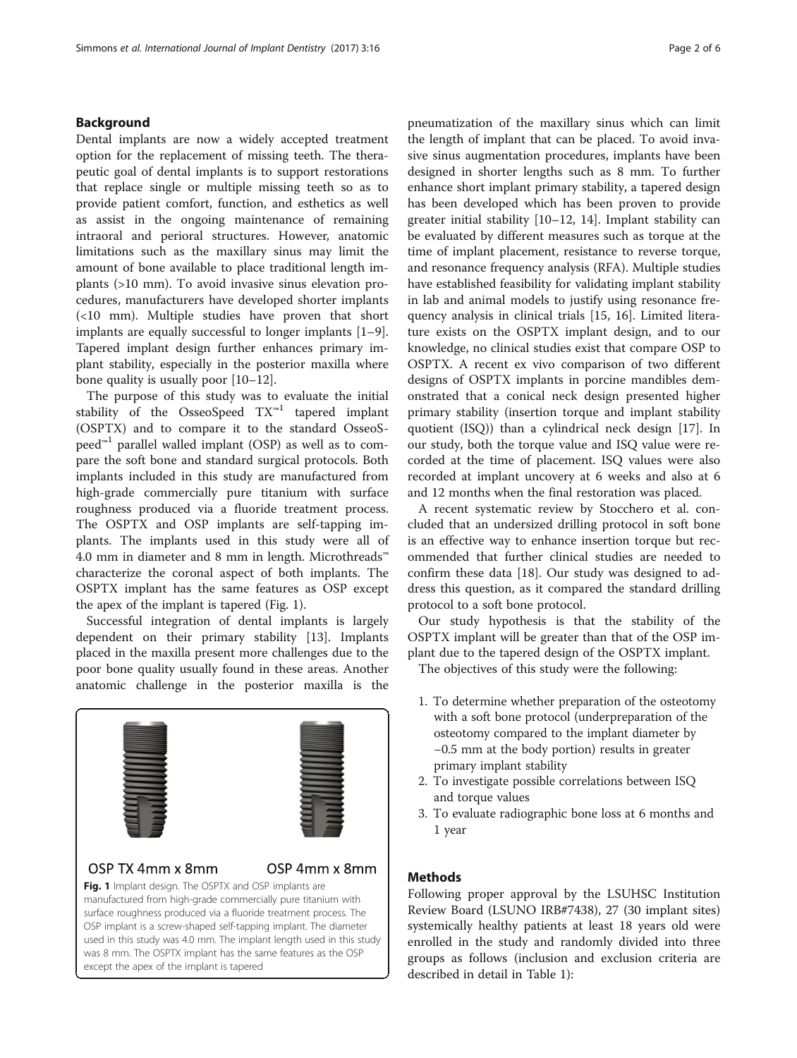## Background

Dental implants are now a widely accepted treatment option for the replacement of missing teeth. The therapeutic goal of dental implants is to support restorations that replace single or multiple missing teeth so as to provide patient comfort, function, and esthetics as well as assist in the ongoing maintenance of remaining intraoral and perioral structures. However, anatomic limitations such as the maxillary sinus may limit the amount of bone available to place traditional length implants (>10 mm). To avoid invasive sinus elevation procedures, manufacturers have developed shorter implants (<10 mm). Multiple studies have proven that short implants are equally successful to longer implants [1–9]. Tapered implant design further enhances primary implant stability, especially in the posterior maxilla where bone quality is usually poor [10–12].

The purpose of this study was to evaluate the initial stability of the OsseoSpeed TX™[1] tapered implant (OSPTX) and to compare it to the standard OsseoSpeed™[1] parallel walled implant (OSP) as well as to compare the soft bone and standard surgical protocols. Both implants included in this study are manufactured from high-grade commercially pure titanium with surface roughness produced via a fluoride treatment process. The OSPTX and OSP implants are self-tapping implants. The implants used in this study were all of 4.0 mm in diameter and 8 mm in length. Microthreads™ characterize the coronal aspect of both implants. The OSPTX implant has the same features as OSP except the apex of the implant is tapered (Fig. 1).

Successful integration of dental implants is largely dependent on their primary stability [13]. Implants placed in the maxilla present more challenges due to the poor bone quality usually found in these areas. Another anatomic challenge in the posterior maxilla is the pneumatization of the maxillary sinus which can limit the length of implant that can be placed. To avoid invasive sinus augmentation procedures, implants have been designed in shorter lengths such as 8 mm. To further enhance short implant primary stability, a tapered design has been developed which has been proven to provide greater initial stability [10–12, 14]. Implant stability can be evaluated by different measures such as torque at the time of implant placement, resistance to reverse torque, and resonance frequency analysis (RFA). Multiple studies have established feasibility for validating implant stability in lab and animal models to justify using resonance frequency analysis in clinical trials [15, 16]. Limited literature exists on the OSPTX implant design, and to our knowledge, no clinical studies exist that compare OSP to OSPTX. A recent ex vivo comparison of two different designs of OSPTX implants in porcine mandibles demonstrated that a conical neck design presented higher primary stability (insertion torque and implant stability quotient (ISQ)) than a cylindrical neck design [17]. In our study, both the torque value and ISQ value were recorded at the time of placement. ISQ values were also recorded at implant uncovery at 6 weeks and also at 6 and 12 months when the final restoration was placed.

OSP TX 4mm x 8mm    OSP 4mm x 8mm

**Fig. 1** Implant design. The OSPTX and OSP implants are manufactured from high-grade commercially pure titanium with surface roughness produced via a fluoride treatment process. The OSP implant is a screw-shaped self-tapping implant. The diameter used in this study was 4.0 mm. The implant length used in this study was 8 mm. The OSPTX implant has the same features as the OSP except the apex of the implant is tapered

A recent systematic review by Stocchero et al. concluded that an undersized drilling protocol in soft bone is an effective way to enhance insertion torque but recommended that further clinical studies are needed to confirm these data [18]. Our study was designed to address this question, as it compared the standard drilling protocol to a soft bone protocol.

Our study hypothesis is that the stability of the OSPTX implant will be greater than that of the OSP implant due to the tapered design of the OSPTX implant.

The objectives of this study were the following:

1. To determine whether preparation of the osteotomy with a soft bone protocol (underpreparation of the osteotomy compared to the implant diameter by −0.5 mm at the body portion) results in greater primary implant stability
2. To investigate possible correlations between ISQ and torque values
3. To evaluate radiographic bone loss at 6 months and 1 year

## Methods

Following proper approval by the LSUHSC Institution Review Board (LSUNO IRB#7438), 27 (30 implant sites) systemically healthy patients at least 18 years old were enrolled in the study and randomly divided into three groups as follows (inclusion and exclusion criteria are described in detail in Table 1):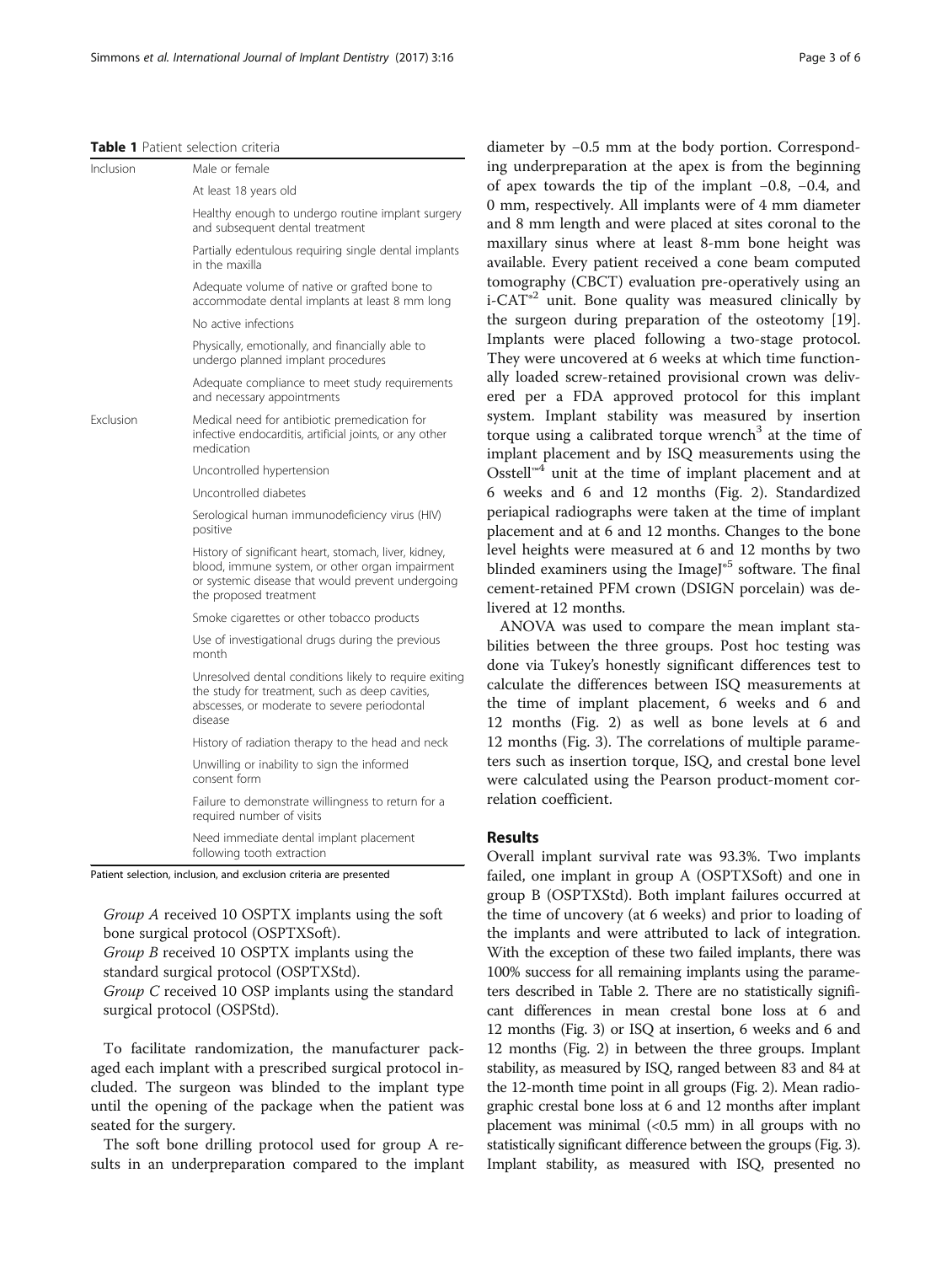**Table 1** Patient selection criteria

| | |
|---|---|
| Inclusion | Male or female |
| | At least 18 years old |
| | Healthy enough to undergo routine implant surgery and subsequent dental treatment |
| | Partially edentulous requiring single dental implants in the maxilla |
| | Adequate volume of native or grafted bone to accommodate dental implants at least 8 mm long |
| | No active infections |
| | Physically, emotionally, and financially able to undergo planned implant procedures |
| | Adequate compliance to meet study requirements and necessary appointments |
| Exclusion | Medical need for antibiotic premedication for infective endocarditis, artificial joints, or any other medication |
| | Uncontrolled hypertension |
| | Uncontrolled diabetes |
| | Serological human immunodeficiency virus (HIV) positive |
| | History of significant heart, stomach, liver, kidney, blood, immune system, or other organ impairment or systemic disease that would prevent undergoing the proposed treatment |
| | Smoke cigarettes or other tobacco products |
| | Use of investigational drugs during the previous month |
| | Unresolved dental conditions likely to require exiting the study for treatment, such as deep cavities, abscesses, or moderate to severe periodontal disease |
| | History of radiation therapy to the head and neck |
| | Unwilling or inability to sign the informed consent form |
| | Failure to demonstrate willingness to return for a required number of visits |
| | Need immediate dental implant placement following tooth extraction |

Patient selection, inclusion, and exclusion criteria are presented

*Group A* received 10 OSPTX implants using the soft bone surgical protocol (OSPTXSoft).
*Group B* received 10 OSPTX implants using the standard surgical protocol (OSPTXStd).
*Group C* received 10 OSP implants using the standard surgical protocol (OSPStd).

To facilitate randomization, the manufacturer packaged each implant with a prescribed surgical protocol included. The surgeon was blinded to the implant type until the opening of the package when the patient was seated for the surgery.

The soft bone drilling protocol used for group A results in an underpreparation compared to the implant diameter by −0.5 mm at the body portion. Corresponding underpreparation at the apex is from the beginning of apex towards the tip of the implant −0.8, −0.4, and 0 mm, respectively. All implants were of 4 mm diameter and 8 mm length and were placed at sites coronal to the maxillary sinus where at least 8-mm bone height was available. Every patient received a cone beam computed tomography (CBCT) evaluation pre-operatively using an i-CAT®[2] unit. Bone quality was measured clinically by the surgeon during preparation of the osteotomy [19]. Implants were placed following a two-stage protocol. They were uncovered at 6 weeks at which time functionally loaded screw-retained provisional crown was delivered per a FDA approved protocol for this implant system. Implant stability was measured by insertion torque using a calibrated torque wrench[3] at the time of implant placement and by ISQ measurements using the Osstell™[4] unit at the time of implant placement and at 6 weeks and 6 and 12 months (Fig. 2). Standardized periapical radiographs were taken at the time of implant placement and at 6 and 12 months. Changes to the bone level heights were measured at 6 and 12 months by two blinded examiners using the ImageJ®[5] software. The final cement-retained PFM crown (DSIGN porcelain) was delivered at 12 months.

ANOVA was used to compare the mean implant stabilities between the three groups. Post hoc testing was done via Tukey's honestly significant differences test to calculate the differences between ISQ measurements at the time of implant placement, 6 weeks and 6 and 12 months (Fig. 2) as well as bone levels at 6 and 12 months (Fig. 3). The correlations of multiple parameters such as insertion torque, ISQ, and crestal bone level were calculated using the Pearson product-moment correlation coefficient.

## Results

Overall implant survival rate was 93.3%. Two implants failed, one implant in group A (OSPTXSoft) and one in group B (OSPTXStd). Both implant failures occurred at the time of uncovery (at 6 weeks) and prior to loading of the implants and were attributed to lack of integration. With the exception of these two failed implants, there was 100% success for all remaining implants using the parameters described in Table 2. There are no statistically significant differences in mean crestal bone loss at 6 and 12 months (Fig. 3) or ISQ at insertion, 6 weeks and 6 and 12 months (Fig. 2) in between the three groups. Implant stability, as measured by ISQ, ranged between 83 and 84 at the 12-month time point in all groups (Fig. 2). Mean radiographic crestal bone loss at 6 and 12 months after implant placement was minimal (<0.5 mm) in all groups with no statistically significant difference between the groups (Fig. 3). Implant stability, as measured with ISQ, presented no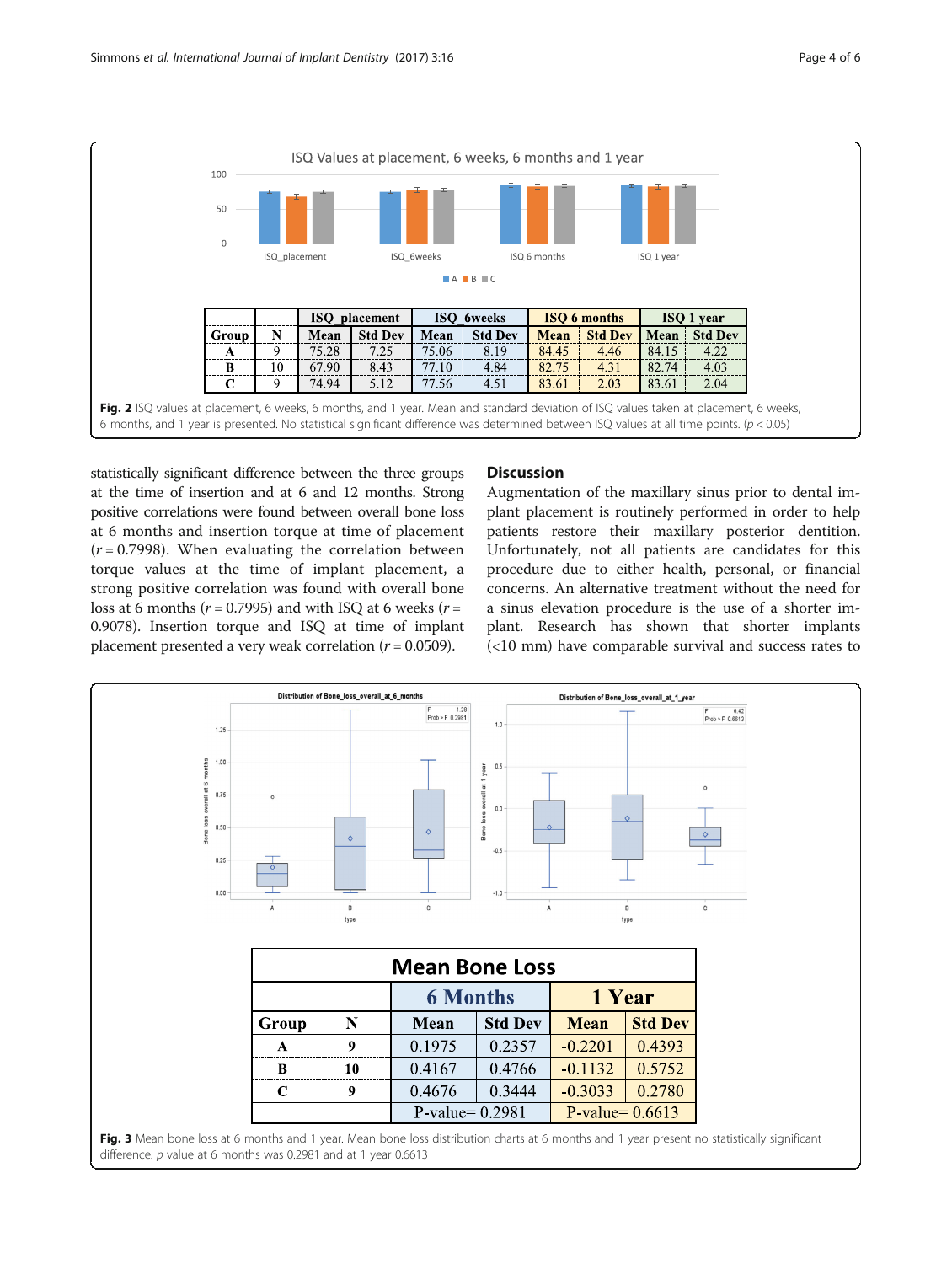| Group | N | ISQ_placement | | ISQ_6weeks | | ISQ 6 months | | ISQ 1 year | |
|---|---|---|---|---|---|---|---|---|---|
| | | Mean | Std Dev | Mean | Std Dev | Mean | Std Dev | Mean | Std Dev |
| A | 9 | 75.28 | 7.25 | 75.06 | 8.19 | 84.45 | 4.46 | 84.15 | 4.22 |
| B | 10 | 67.90 | 8.43 | 77.10 | 4.84 | 82.75 | 4.31 | 82.74 | 4.03 |
| C | 9 | 74.94 | 5.12 | 77.56 | 4.51 | 83.61 | 2.03 | 83.61 | 2.04 |

**Fig. 2** ISQ values at placement, 6 weeks, 6 months, and 1 year. Mean and standard deviation of ISQ values taken at placement, 6 weeks, 6 months, and 1 year is presented. No statistical significant difference was determined between ISQ values at all time points. ($p < 0.05$)

statistically significant difference between the three groups at the time of insertion and at 6 and 12 months. Strong positive correlations were found between overall bone loss at 6 months and insertion torque at time of placement ($r = 0.7998$). When evaluating the correlation between torque values at the time of implant placement, a strong positive correlation was found with overall bone loss at 6 months ($r = 0.7995$) and with ISQ at 6 weeks ($r = 0.9078$). Insertion torque and ISQ at time of implant placement presented a very weak correlation ($r = 0.0509$).

## Discussion

Augmentation of the maxillary sinus prior to dental implant placement is routinely performed in order to help patients restore their maxillary posterior dentition. Unfortunately, not all patients are candidates for this procedure due to either health, personal, or financial concerns. An alternative treatment without the need for a sinus elevation procedure is the use of a shorter implant. Research has shown that shorter implants (<10 mm) have comparable survival and success rates to

**Mean Bone Loss**

| Group | N | 6 Months | | 1 Year | |
|---|---|---|---|---|---|
| | | Mean | Std Dev | Mean | Std Dev |
| A | 9 | 0.1975 | 0.2357 | -0.2201 | 0.4393 |
| B | 10 | 0.4167 | 0.4766 | -0.1132 | 0.5752 |
| C | 9 | 0.4676 | 0.3444 | -0.3033 | 0.2780 |
| | | P-value= 0.2981 | | P-value= 0.6613 | |

**Fig. 3** Mean bone loss at 6 months and 1 year. Mean bone loss distribution charts at 6 months and 1 year present no statistically significant difference. $p$ value at 6 months was 0.2981 and at 1 year 0.6613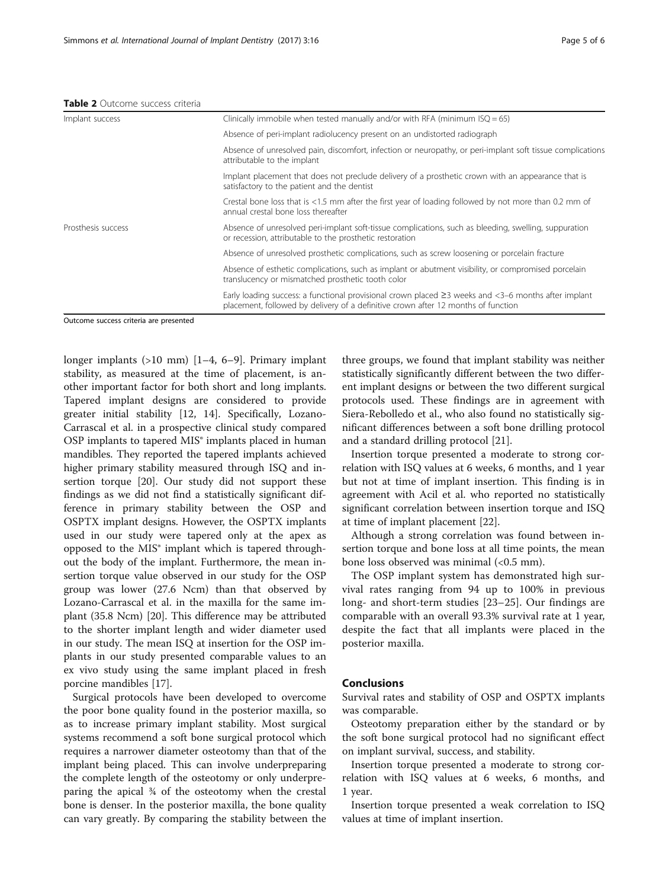**Table 2** Outcome success criteria

| | |
|---|---|
| Implant success | Clinically immobile when tested manually and/or with RFA (minimum ISQ = 65) |
| | Absence of peri-implant radiolucency present on an undistorted radiograph |
| | Absence of unresolved pain, discomfort, infection or neuropathy, or peri-implant soft tissue complications attributable to the implant |
| | Implant placement that does not preclude delivery of a prosthetic crown with an appearance that is satisfactory to the patient and the dentist |
| | Crestal bone loss that is <1.5 mm after the first year of loading followed by not more than 0.2 mm of annual crestal bone loss thereafter |
| Prosthesis success | Absence of unresolved peri-implant soft-tissue complications, such as bleeding, swelling, suppuration or recession, attributable to the prosthetic restoration |
| | Absence of unresolved prosthetic complications, such as screw loosening or porcelain fracture |
| | Absence of esthetic complications, such as implant or abutment visibility, or compromised porcelain translucency or mismatched prosthetic tooth color |
| | Early loading success: a functional provisional crown placed ≥3 weeks and <3–6 months after implant placement, followed by delivery of a definitive crown after 12 months of function |

Outcome success criteria are presented

longer implants (>10 mm) [1–4, 6–9]. Primary implant stability, as measured at the time of placement, is another important factor for both short and long implants. Tapered implant designs are considered to provide greater initial stability [12, 14]. Specifically, Lozano-Carrascal et al. in a prospective clinical study compared OSP implants to tapered MIS® implants placed in human mandibles. They reported the tapered implants achieved higher primary stability measured through ISQ and insertion torque [20]. Our study did not support these findings as we did not find a statistically significant difference in primary stability between the OSP and OSPTX implant designs. However, the OSPTX implants used in our study were tapered only at the apex as opposed to the MIS® implant which is tapered throughout the body of the implant. Furthermore, the mean insertion torque value observed in our study for the OSP group was lower (27.6 Ncm) than that observed by Lozano-Carrascal et al. in the maxilla for the same implant (35.8 Ncm) [20]. This difference may be attributed to the shorter implant length and wider diameter used in our study. The mean ISQ at insertion for the OSP implants in our study presented comparable values to an ex vivo study using the same implant placed in fresh porcine mandibles [17].

Surgical protocols have been developed to overcome the poor bone quality found in the posterior maxilla, so as to increase primary implant stability. Most surgical systems recommend a soft bone surgical protocol which requires a narrower diameter osteotomy than that of the implant being placed. This can involve underpreparing the complete length of the osteotomy or only underpreparing the apical ¾ of the osteotomy when the crestal bone is denser. In the posterior maxilla, the bone quality can vary greatly. By comparing the stability between the three groups, we found that implant stability was neither statistically significantly different between the two different implant designs or between the two different surgical protocols used. These findings are in agreement with Siera-Rebolledo et al., who also found no statistically significant differences between a soft bone drilling protocol and a standard drilling protocol [21].

Insertion torque presented a moderate to strong correlation with ISQ values at 6 weeks, 6 months, and 1 year but not at time of implant insertion. This finding is in agreement with Acil et al. who reported no statistically significant correlation between insertion torque and ISQ at time of implant placement [22].

Although a strong correlation was found between insertion torque and bone loss at all time points, the mean bone loss observed was minimal (<0.5 mm).

The OSP implant system has demonstrated high survival rates ranging from 94 up to 100% in previous long- and short-term studies [23–25]. Our findings are comparable with an overall 93.3% survival rate at 1 year, despite the fact that all implants were placed in the posterior maxilla.

## Conclusions

Survival rates and stability of OSP and OSPTX implants was comparable.

Osteotomy preparation either by the standard or by the soft bone surgical protocol had no significant effect on implant survival, success, and stability.

Insertion torque presented a moderate to strong correlation with ISQ values at 6 weeks, 6 months, and 1 year.

Insertion torque presented a weak correlation to ISQ values at time of implant insertion.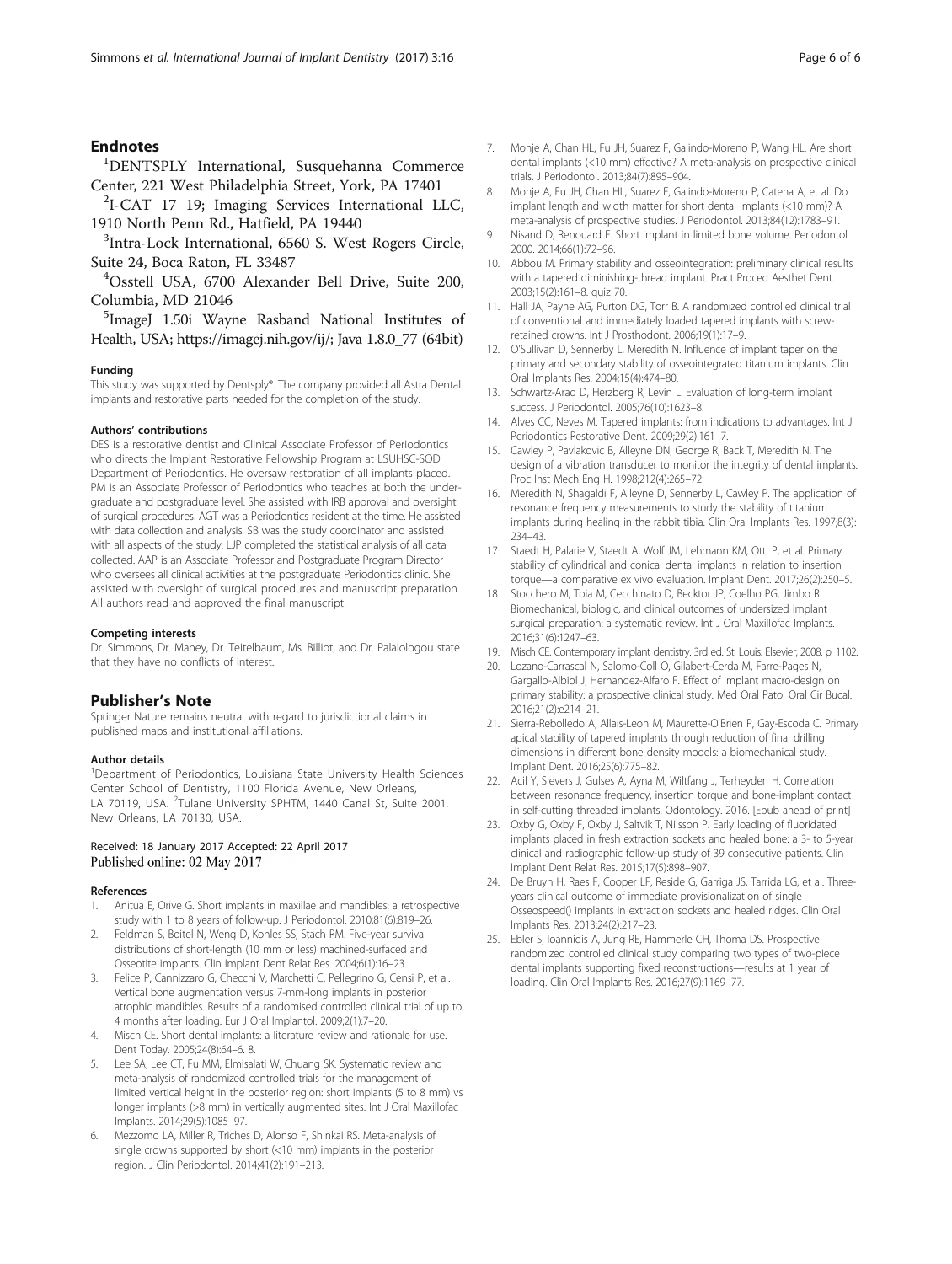## Endnotes

[1]DENTSPLY International, Susquehanna Commerce Center, 221 West Philadelphia Street, York, PA 17401

[2]I-CAT 17 19; Imaging Services International LLC, 1910 North Penn Rd., Hatfield, PA 19440

[3]Intra-Lock International, 6560 S. West Rogers Circle, Suite 24, Boca Raton, FL 33487

[4]Osstell USA, 6700 Alexander Bell Drive, Suite 200, Columbia, MD 21046

[5]ImageJ 1.50i Wayne Rasband National Institutes of Health, USA; https://imagej.nih.gov/ij/; Java 1.8.0_77 (64bit)

### Funding

This study was supported by Dentsply®. The company provided all Astra Dental implants and restorative parts needed for the completion of the study.

### Authors' contributions

DES is a restorative dentist and Clinical Associate Professor of Periodontics who directs the Implant Restorative Fellowship Program at LSUHSC-SOD Department of Periodontics. He oversaw restoration of all implants placed. PM is an Associate Professor of Periodontics who teaches at both the undergraduate and postgraduate level. She assisted with IRB approval and oversight of surgical procedures. AGT was a Periodontics resident at the time. He assisted with data collection and analysis. SB was the study coordinator and assisted with all aspects of the study. LJP completed the statistical analysis of all data collected. AAP is an Associate Professor and Postgraduate Program Director who oversees all clinical activities at the postgraduate Periodontics clinic. She assisted with oversight of surgical procedures and manuscript preparation. All authors read and approved the final manuscript.

### Competing interests

Dr. Simmons, Dr. Maney, Dr. Teitelbaum, Ms. Billiot, and Dr. Palaiologou state that they have no conflicts of interest.

## Publisher's Note

Springer Nature remains neutral with regard to jurisdictional claims in published maps and institutional affiliations.

### Author details

[1]Department of Periodontics, Louisiana State University Health Sciences Center School of Dentistry, 1100 Florida Avenue, New Orleans, LA 70119, USA. [2]Tulane University SPHTM, 1440 Canal St, Suite 2001, New Orleans, LA 70130, USA.

Received: 18 January 2017 Accepted: 22 April 2017
Published online: 02 May 2017

### References

1. Anitua E, Orive G. Short implants in maxillae and mandibles: a retrospective study with 1 to 8 years of follow-up. J Periodontol. 2010;81(6):819–26.
2. Feldman S, Boitel N, Weng D, Kohles SS, Stach RM. Five-year survival distributions of short-length (10 mm or less) machined-surfaced and Osseotite implants. Clin Implant Dent Relat Res. 2004;6(1):16–23.
3. Felice P, Cannizzaro G, Checchi V, Marchetti C, Pellegrino G, Censi P, et al. Vertical bone augmentation versus 7-mm-long implants in posterior atrophic mandibles. Results of a randomised controlled clinical trial of up to 4 months after loading. Eur J Oral Implantol. 2009;2(1):7–20.
4. Misch CE. Short dental implants: a literature review and rationale for use. Dent Today. 2005;24(8):64–6. 8.
5. Lee SA, Lee CT, Fu MM, Elmisalati W, Chuang SK. Systematic review and meta-analysis of randomized controlled trials for the management of limited vertical height in the posterior region: short implants (5 to 8 mm) vs longer implants (>8 mm) in vertically augmented sites. Int J Oral Maxillofac Implants. 2014;29(5):1085–97.
6. Mezzomo LA, Miller R, Triches D, Alonso F, Shinkai RS. Meta-analysis of single crowns supported by short (<10 mm) implants in the posterior region. J Clin Periodontol. 2014;41(2):191–213.
7. Monje A, Chan HL, Fu JH, Suarez F, Galindo-Moreno P, Wang HL. Are short dental implants (<10 mm) effective? A meta-analysis on prospective clinical trials. J Periodontol. 2013;84(7):895–904.
8. Monje A, Fu JH, Chan HL, Suarez F, Galindo-Moreno P, Catena A, et al. Do implant length and width matter for short dental implants (<10 mm)? A meta-analysis of prospective studies. J Periodontol. 2013;84(12):1783–91.
9. Nisand D, Renouard F. Short implant in limited bone volume. Periodontol 2000. 2014;66(1):72–96.
10. Abbou M. Primary stability and osseointegration: preliminary clinical results with a tapered diminishing-thread implant. Pract Proced Aesthet Dent. 2003;15(2):161–8. quiz 70.
11. Hall JA, Payne AG, Purton DG, Torr B. A randomized controlled clinical trial of conventional and immediately loaded tapered implants with screw-retained crowns. Int J Prosthodont. 2006;19(1):17–9.
12. O'Sullivan D, Sennerby L, Meredith N. Influence of implant taper on the primary and secondary stability of osseointegrated titanium implants. Clin Oral Implants Res. 2004;15(4):474–80.
13. Schwartz-Arad D, Herzberg R, Levin L. Evaluation of long-term implant success. J Periodontol. 2005;76(10):1623–8.
14. Alves CC, Neves M. Tapered implants: from indications to advantages. Int J Periodontics Restorative Dent. 2009;29(2):161–7.
15. Cawley P, Pavlakovic B, Alleyne DN, George R, Back T, Meredith N. The design of a vibration transducer to monitor the integrity of dental implants. Proc Inst Mech Eng H. 1998;212(4):265–72.
16. Meredith N, Shagaldi F, Alleyne D, Sennerby L, Cawley P. The application of resonance frequency measurements to study the stability of titanium implants during healing in the rabbit tibia. Clin Oral Implants Res. 1997;8(3):234–43.
17. Staedt H, Palarie V, Staedt A, Wolf JM, Lehmann KM, Ottl P, et al. Primary stability of cylindrical and conical dental implants in relation to insertion torque—a comparative ex vivo evaluation. Implant Dent. 2017;26(2):250–5.
18. Stocchero M, Toia M, Cecchinato D, Becktor JP, Coelho PG, Jimbo R. Biomechanical, biologic, and clinical outcomes of undersized implant surgical preparation: a systematic review. Int J Oral Maxillofac Implants. 2016;31(6):1247–63.
19. Misch CE. Contemporary implant dentistry. 3rd ed. St. Louis: Elsevier; 2008. p. 1102.
20. Lozano-Carrascal N, Salomo-Coll O, Gilabert-Cerda M, Farre-Pages N, Gargallo-Albiol J, Hernandez-Alfaro F. Effect of implant macro-design on primary stability: a prospective clinical study. Med Oral Patol Oral Cir Bucal. 2016;21(2):e214–21.
21. Sierra-Rebolledo A, Allais-Leon M, Maurette-O'Brien P, Gay-Escoda C. Primary apical stability of tapered implants through reduction of final drilling dimensions in different bone density models: a biomechanical study. Implant Dent. 2016;25(6):775–82.
22. Acil Y, Sievers J, Gulses A, Ayna M, Wiltfang J, Terheyden H. Correlation between resonance frequency, insertion torque and bone-implant contact in self-cutting threaded implants. Odontology. 2016. [Epub ahead of print]
23. Oxby G, Oxby F, Oxby J, Saltvik T, Nilsson P. Early loading of fluoridated implants placed in fresh extraction sockets and healed bone: a 3- to 5-year clinical and radiographic follow-up study of 39 consecutive patients. Clin Implant Dent Relat Res. 2015;17(5):898–907.
24. De Bruyn H, Raes F, Cooper LF, Reside G, Garriga JS, Tarrida LG, et al. Three-years clinical outcome of immediate provisionalization of single Osseospeed() implants in extraction sockets and healed ridges. Clin Oral Implants Res. 2013;24(2):217–23.
25. Ebler S, Ioannidis A, Jung RE, Hammerle CH, Thoma DS. Prospective randomized controlled clinical study comparing two types of two-piece dental implants supporting fixed reconstructions—results at 1 year of loading. Clin Oral Implants Res. 2016;27(9):1169–77.